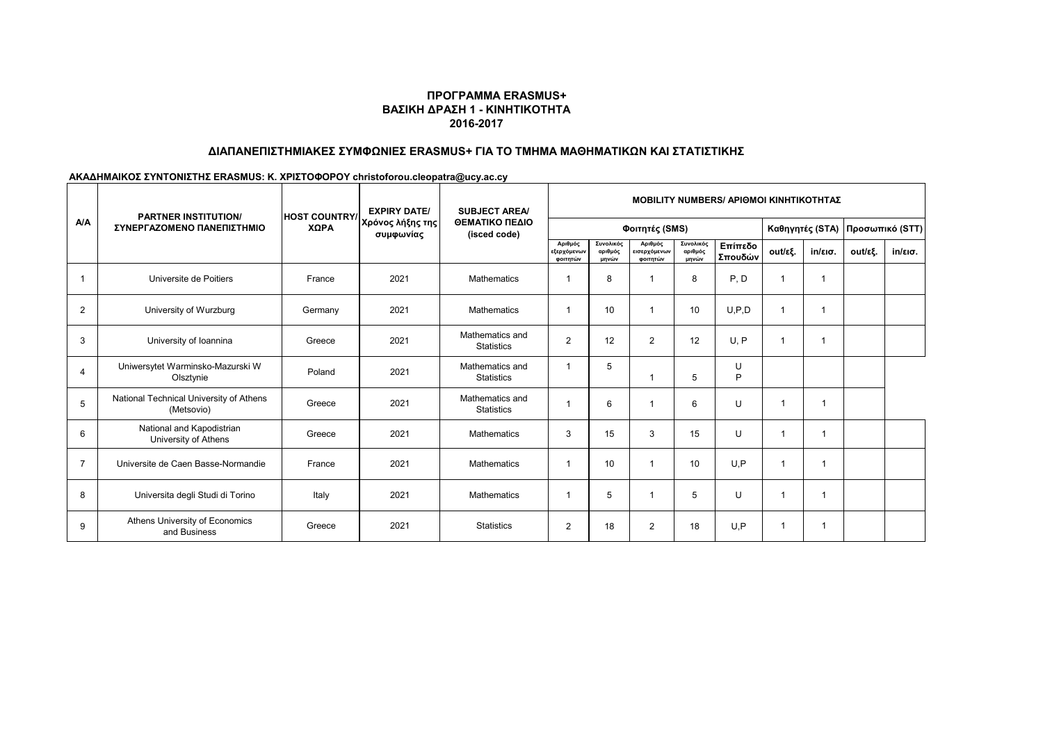# ΠΡΟΓΡΑΜΜΑ ERASMUS+
## ΒΑΣΙΚΗ ΔΡΑΣΗ 1 - ΚΙΝΗΤΙΚΟΤΗΤΑ
## 2016-2017

### ΔΙΑΠΑΝΕΠΙΣΤΗΜΙΑΚΕΣ ΣΥΜΦΩΝΙΕΣ ERASMUS+ ΓΙΑ ΤΟ ΤΜΗΜΑ ΜΑΘΗΜΑΤΙΚΩΝ ΚΑΙ ΣΤΑΤΙΣΤΙΚΗΣ

**ΑΚΑΔΗΜΑΙΚΟΣ ΣΥΝΤΟΝΙΣΤΗΣ ERASMUS: Κ. ΧΡΙΣΤΟΦΟΡΟΥ christoforou.cleopatra@ucy.ac.cy**

| A/A | PARTNER INSTITUTION/ ΣΥΝΕΡΓΑΖΟΜΕΝΟ ΠΑΝΕΠΙΣΤΗΜΙΟ | HOST COUNTRY/ ΧΩΡΑ | EXPIRY DATE/ Χρόνος λήξης της συμφωνίας | SUBJECT AREA/ ΘΕΜΑΤΙΚΟ ΠΕΔΙΟ (isced code) | MOBILITY NUMBERS/ ΑΡΙΘΜΟΙ ΚΙΝΗΤΙΚΟΤΗΤΑΣ | | | | | | | | |
|---|---|---|---|---|---|---|---|---|---|---|---|---|---|
| | | | | | Φοιτητές (SMS) | | | | | Καθηγητές (STA) | | Προσωπικό (STT) | |
| | | | | | Αριθμός εξερχόμενων φοιτητών | Συνολικός αριθμός μηνών | Αριθμός εισερχόμενων φοιτητών | Συνολικός αριθμός μηνών | Επίπεδο Σπουδών | out/εξ. | in/εισ. | out/εξ. | in/εισ. |
| 1 | Universite de Poitiers | France | 2021 | Mathematics | 1 | 8 | 1 | 8 | P, D | 1 | 1 | | |
| 2 | University of Wurzburg | Germany | 2021 | Mathematics | 1 | 10 | 1 | 10 | U,P,D | 1 | 1 | | |
| 3 | University of Ioannina | Greece | 2021 | Mathematics and Statistics | 2 | 12 | 2 | 12 | U, P | 1 | 1 | | |
| 4 | Uniwersytet Warminsko-Mazurski W Olsztynie | Poland | 2021 | Mathematics and Statistics | 1 | 5 | 1 | 5 | U P | | | | |
| 5 | National Technical University of Athens (Metsovio) | Greece | 2021 | Mathematics and Statistics | 1 | 6 | 1 | 6 | U | 1 | 1 | | |
| 6 | National and Kapodistrian University of Athens | Greece | 2021 | Mathematics | 3 | 15 | 3 | 15 | U | 1 | 1 | | |
| 7 | Universite de Caen Basse-Normandie | France | 2021 | Mathematics | 1 | 10 | 1 | 10 | U,P | 1 | 1 | | |
| 8 | Universita degli Studi di Torino | Italy | 2021 | Mathematics | 1 | 5 | 1 | 5 | U | 1 | 1 | | |
| 9 | Athens University of Economics and Business | Greece | 2021 | Statistics | 2 | 18 | 2 | 18 | U,P | 1 | 1 | | |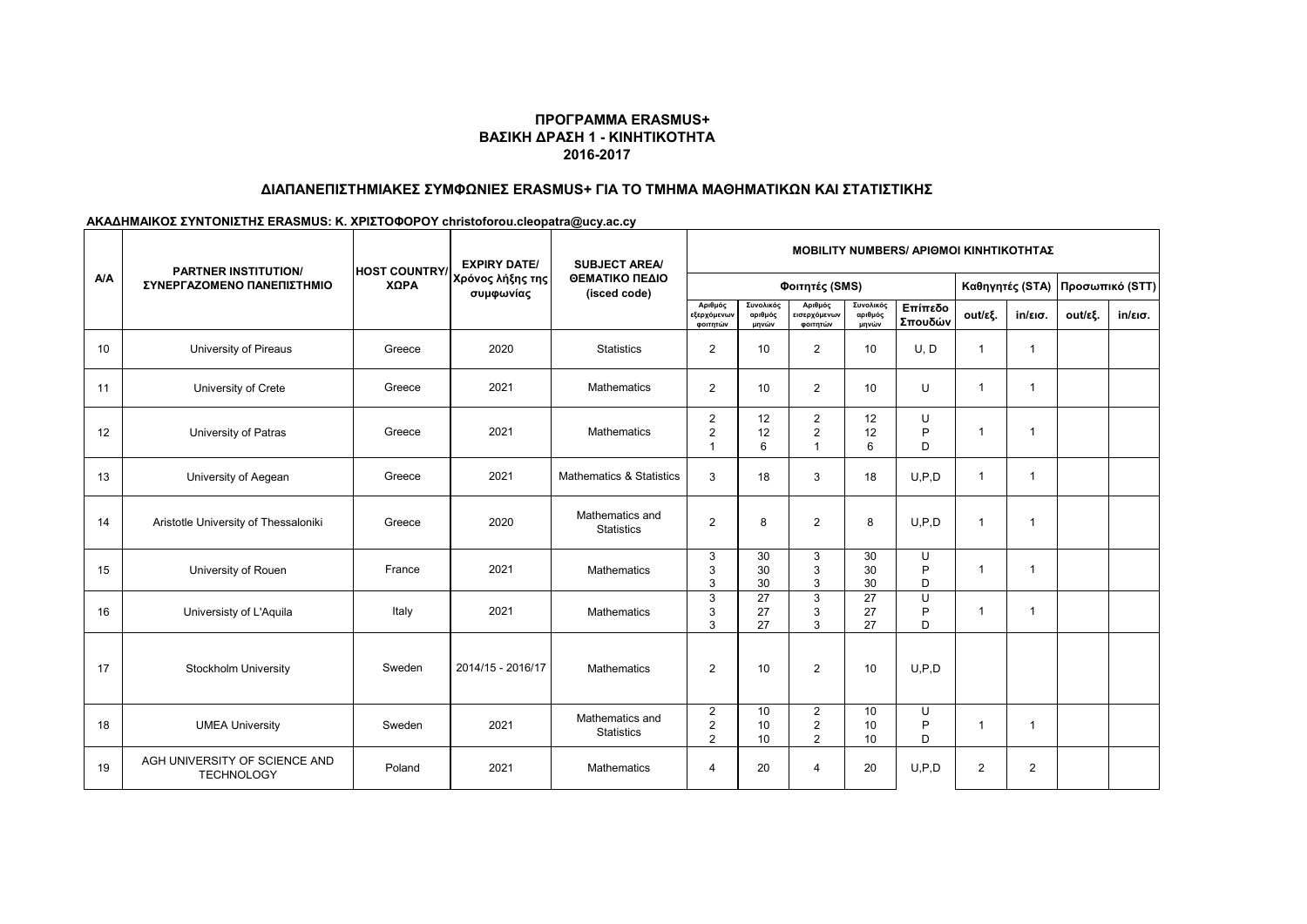**ΠΡΟΓΡΑΜΜΑ ERASMUS+**
**ΒΑΣΙΚΗ ΔΡΑΣΗ 1 - ΚΙΝΗΤΙΚΟΤΗΤΑ**
**2016-2017**

## ΔΙΑΠΑΝΕΠΙΣΤΗΜΙΑΚΕΣ ΣΥΜΦΩΝΙΕΣ ERASMUS+ ΓΙΑ ΤΟ ΤΜΗΜΑ ΜΑΘΗΜΑΤΙΚΩΝ ΚΑΙ ΣΤΑΤΙΣΤΙΚΗΣ

**ΑΚΑΔΗΜΑΙΚΟΣ ΣΥΝΤΟΝΙΣΤΗΣ ERASMUS: Κ. ΧΡΙΣΤΟΦΟΡΟΥ christoforou.cleopatra@ucy.ac.cy**

| Α/Α | PARTNER INSTITUTION/ ΣΥΝΕΡΓΑΖΟΜΕΝΟ ΠΑΝΕΠΙΣΤΗΜΙΟ | HOST COUNTRY/ ΧΩΡΑ | EXPIRY DATE/ Χρόνος λήξης της συμφωνίας | SUBJECT AREA/ ΘΕΜΑΤΙΚΟ ΠΕΔΙΟ (isced code) | MOBILITY NUMBERS/ ΑΡΙΘΜΟΙ ΚΙΝΗΤΙΚΟΤΗΤΑΣ | | | | | | | | |
|---|---|---|---|---|---|---|---|---|---|---|---|---|---|
| | | | | | Φοιτητές (SMS) | | | | | Καθηγητές (STA) | | Προσωπικό (STT) | |
| | | | | | Αριθμός εξερχόμενων φοιτητών | Συνολικός αριθμός μηνών | Αριθμός εισερχόμενων φοιτητών | Συνολικός αριθμός μηνών | Επίπεδο Σπουδών | out/εξ. | in/εισ. | out/εξ. | in/εισ. |
| 10 | University of Pireaus | Greece | 2020 | Statistics | 2 | 10 | 2 | 10 | U, D | 1 | 1 | | |
| 11 | University of Crete | Greece | 2021 | Mathematics | 2 | 10 | 2 | 10 | U | 1 | 1 | | |
| 12 | University of Patras | Greece | 2021 | Mathematics | 2<br>2<br>1 | 12<br>12<br>6 | 2<br>2<br>1 | 12<br>12<br>6 | U<br>P<br>D | 1 | 1 | | |
| 13 | University of Aegean | Greece | 2021 | Mathematics & Statistics | 3 | 18 | 3 | 18 | U,P,D | 1 | 1 | | |
| 14 | Aristotle University of Thessaloniki | Greece | 2020 | Mathematics and Statistics | 2 | 8 | 2 | 8 | U,P,D | 1 | 1 | | |
| 15 | University of Rouen | France | 2021 | Mathematics | 3<br>3<br>3 | 30<br>30<br>30 | 3<br>3<br>3 | 30<br>30<br>30 | U<br>P<br>D | 1 | 1 | | |
| 16 | Universisty of L'Aquila | Italy | 2021 | Mathematics | 3<br>3<br>3 | 27<br>27<br>27 | 3<br>3<br>3 | 27<br>27<br>27 | U<br>P<br>D | 1 | 1 | | |
| 17 | Stockholm University | Sweden | 2014/15 - 2016/17 | Mathematics | 2 | 10 | 2 | 10 | U,P,D | | | | |
| 18 | UMEA University | Sweden | 2021 | Mathematics and Statistics | 2<br>2<br>2 | 10<br>10<br>10 | 2<br>2<br>2 | 10<br>10<br>10 | U<br>P<br>D | 1 | 1 | | |
| 19 | AGH UNIVERSITY OF SCIENCE AND TECHNOLOGY | Poland | 2021 | Mathematics | 4 | 20 | 4 | 20 | U,P,D | 2 | 2 | | |